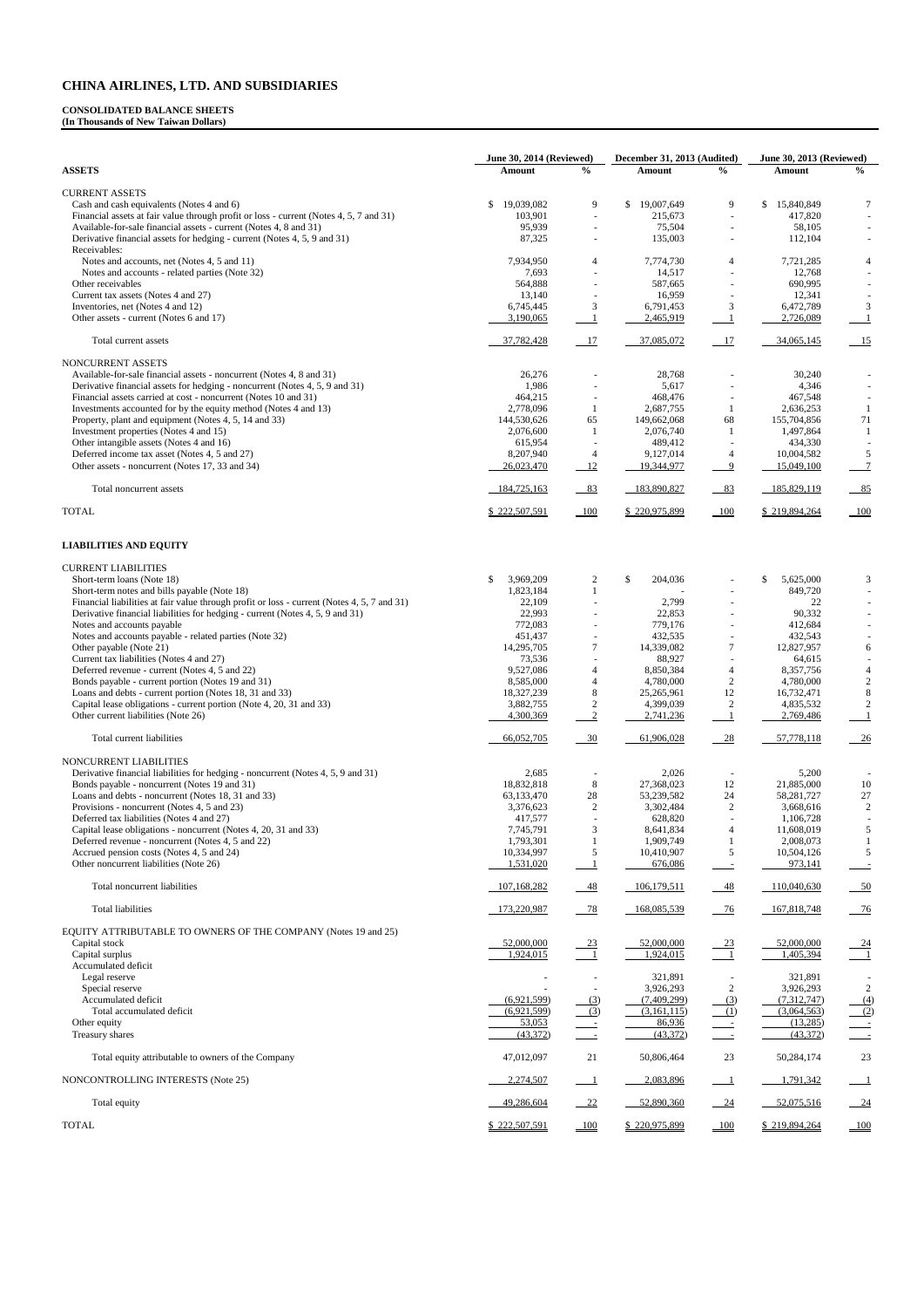# CHINA AIRLINES, LTD. AND SUBSIDIARIES

**CONSOLIDATED BALANCE SHEETS**
**(In Thousands of New Taiwan Dollars)**

| ASSETS | June 30, 2014 (Reviewed) Amount | % | December 31, 2013 (Audited) Amount | % | June 30, 2013 (Reviewed) Amount | % |
|---|---|---|---|---|---|---|
| CURRENT ASSETS | | | | | | |
| Cash and cash equivalents (Notes 4 and 6) | $ 19,039,082 | 9 | $ 19,007,649 | 9 | $ 15,840,849 | 7 |
| Financial assets at fair value through profit or loss - current (Notes 4, 5, 7 and 31) | 103,901 | - | 215,673 | - | 417,820 | - |
| Available-for-sale financial assets - current (Notes 4, 8 and 31) | 95,939 | - | 75,504 | - | 58,105 | - |
| Derivative financial assets for hedging - current (Notes 4, 5, 9 and 31) | 87,325 | - | 135,003 | - | 112,104 | - |
| Receivables: | | | | | | |
| Notes and accounts, net (Notes 4, 5 and 11) | 7,934,950 | 4 | 7,774,730 | 4 | 7,721,285 | 4 |
| Notes and accounts - related parties (Note 32) | 7,693 | - | 14,517 | - | 12,768 | - |
| Other receivables | 564,888 | - | 587,665 | - | 690,995 | - |
| Current tax assets (Notes 4 and 27) | 13,140 | - | 16,959 | - | 12,341 | - |
| Inventories, net (Notes 4 and 12) | 6,745,445 | 3 | 6,791,453 | 3 | 6,472,789 | 3 |
| Other assets - current (Notes 6 and 17) | 3,190,065 | 1 | 2,465,919 | 1 | 2,726,089 | 1 |
| Total current assets | 37,782,428 | 17 | 37,085,072 | 17 | 34,065,145 | 15 |
| NONCURRENT ASSETS | | | | | | |
| Available-for-sale financial assets - noncurrent (Notes 4, 8 and 31) | 26,276 | - | 28,768 | - | 30,240 | - |
| Derivative financial assets for hedging - noncurrent (Notes 4, 5, 9 and 31) | 1,986 | - | 5,617 | - | 4,346 | - |
| Financial assets carried at cost - noncurrent (Notes 10 and 31) | 464,215 | - | 468,476 | - | 467,548 | - |
| Investments accounted for by the equity method (Notes 4 and 13) | 2,778,096 | 1 | 2,687,755 | 1 | 2,636,253 | 1 |
| Property, plant and equipment (Notes 4, 5, 14 and 33) | 144,530,626 | 65 | 149,662,068 | 68 | 155,704,856 | 71 |
| Investment properties (Notes 4 and 15) | 2,076,600 | 1 | 2,076,740 | 1 | 1,497,864 | 1 |
| Other intangible assets (Notes 4 and 16) | 615,954 | - | 489,412 | - | 434,330 | - |
| Deferred income tax asset (Notes 4, 5 and 27) | 8,207,940 | 4 | 9,127,014 | 4 | 10,004,582 | 5 |
| Other assets - noncurrent (Notes 17, 33 and 34) | 26,023,470 | 12 | 19,344,977 | 9 | 15,049,100 | 7 |
| Total noncurrent assets | 184,725,163 | 83 | 183,890,827 | 83 | 185,829,119 | 85 |
| TOTAL | $ 222,507,591 | 100 | $ 220,975,899 | 100 | $ 219,894,264 | 100 |
| **LIABILITIES AND EQUITY** | | | | | | |
| CURRENT LIABILITIES | | | | | | |
| Short-term loans (Note 18) | $ 3,969,209 | 2 | $ 204,036 | - | $ 5,625,000 | 3 |
| Short-term notes and bills payable (Note 18) | 1,823,184 | 1 | - | - | 849,720 | - |
| Financial liabilities at fair value through profit or loss - current (Notes 4, 5, 7 and 31) | 22,109 | - | 2,799 | - | 22 | - |
| Derivative financial liabilities for hedging - current (Notes 4, 5, 9 and 31) | 22,993 | - | 22,853 | - | 90,332 | - |
| Notes and accounts payable | 772,083 | - | 779,176 | - | 412,684 | - |
| Notes and accounts payable - related parties (Note 32) | 451,437 | - | 432,535 | - | 432,543 | - |
| Other payable (Note 21) | 14,295,705 | 7 | 14,339,082 | 7 | 12,827,957 | 6 |
| Current tax liabilities (Notes 4 and 27) | 73,536 | - | 88,927 | - | 64,615 | - |
| Deferred revenue - current (Notes 4, 5 and 22) | 9,527,086 | 4 | 8,850,384 | 4 | 8,357,756 | 4 |
| Bonds payable - current portion (Notes 19 and 31) | 8,585,000 | 4 | 4,780,000 | 2 | 4,780,000 | 2 |
| Loans and debts - current portion (Notes 18, 31 and 33) | 18,327,239 | 8 | 25,265,961 | 12 | 16,732,471 | 8 |
| Capital lease obligations - current portion (Note 4, 20, 31 and 33) | 3,882,755 | 2 | 4,399,039 | 2 | 4,835,532 | 2 |
| Other current liabilities (Note 26) | 4,300,369 | 2 | 2,741,236 | 1 | 2,769,486 | 1 |
| Total current liabilities | 66,052,705 | 30 | 61,906,028 | 28 | 57,778,118 | 26 |
| NONCURRENT LIABILITIES | | | | | | |
| Derivative financial liabilities for hedging - noncurrent (Notes 4, 5, 9 and 31) | 2,685 | - | 2,026 | - | 5,200 | - |
| Bonds payable - noncurrent (Notes 19 and 31) | 18,832,818 | 8 | 27,368,023 | 12 | 21,885,000 | 10 |
| Loans and debts - noncurrent (Notes 18, 31 and 33) | 63,133,470 | 28 | 53,239,582 | 24 | 58,281,727 | 27 |
| Provisions - noncurrent (Notes 4, 5 and 23) | 3,376,623 | 2 | 3,302,484 | 2 | 3,668,616 | 2 |
| Deferred tax liabilities (Notes 4 and 27) | 417,577 | - | 628,820 | - | 1,106,728 | - |
| Capital lease obligations - noncurrent (Notes 4, 20, 31 and 33) | 7,745,791 | 3 | 8,641,834 | 4 | 11,608,019 | 5 |
| Deferred revenue - noncurrent (Notes 4, 5 and 22) | 1,793,301 | 1 | 1,909,749 | 1 | 2,008,073 | 1 |
| Accrued pension costs (Notes 4, 5 and 24) | 10,334,997 | 5 | 10,410,907 | 5 | 10,504,126 | 5 |
| Other noncurrent liabilities (Note 26) | 1,531,020 | 1 | 676,086 | - | 973,141 | - |
| Total noncurrent liabilities | 107,168,282 | 48 | 106,179,511 | 48 | 110,040,630 | 50 |
| Total liabilities | 173,220,987 | 78 | 168,085,539 | 76 | 167,818,748 | 76 |
| EQUITY ATTRIBUTABLE TO OWNERS OF THE COMPANY (Notes 19 and 25) | | | | | | |
| Capital stock | 52,000,000 | 23 | 52,000,000 | 23 | 52,000,000 | 24 |
| Capital surplus | 1,924,015 | 1 | 1,924,015 | 1 | 1,405,394 | 1 |
| Accumulated deficit | | | | | | |
| Legal reserve | - | - | 321,891 | - | 321,891 | - |
| Special reserve | - | - | 3,926,293 | 2 | 3,926,293 | 2 |
| Accumulated deficit | (6,921,599) | (3) | (7,409,299) | (3) | (7,312,747) | (4) |
| Total accumulated deficit | (6,921,599) | (3) | (3,161,115) | (1) | (3,064,563) | (2) |
| Other equity | 53,053 | - | 86,936 | - | (13,285) | - |
| Treasury shares | (43,372) | - | (43,372) | - | (43,372) | - |
| Total equity attributable to owners of the Company | 47,012,097 | 21 | 50,806,464 | 23 | 50,284,174 | 23 |
| NONCONTROLLING INTERESTS (Note 25) | 2,274,507 | 1 | 2,083,896 | 1 | 1,791,342 | 1 |
| Total equity | 49,286,604 | 22 | 52,890,360 | 24 | 52,075,516 | 24 |
| TOTAL | $ 222,507,591 | 100 | $ 220,975,899 | 100 | $ 219,894,264 | 100 |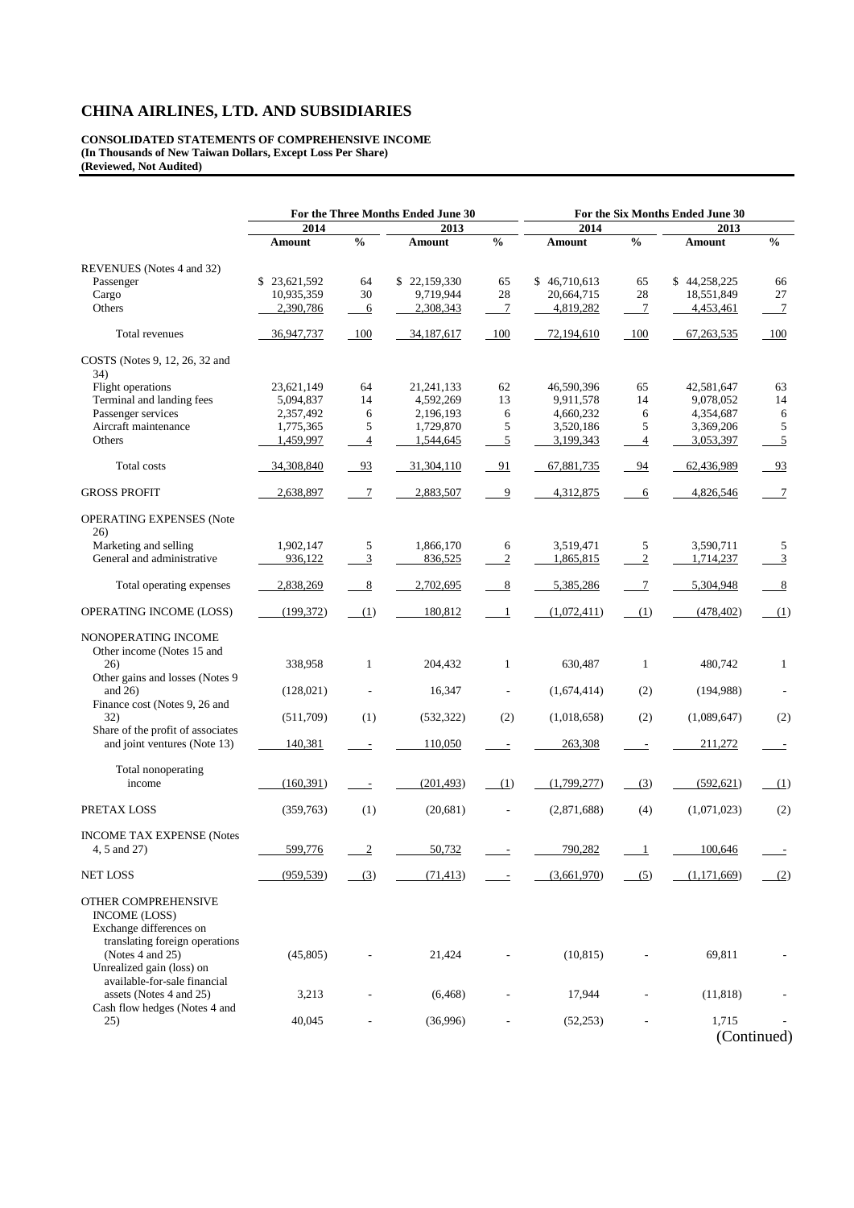# CHINA AIRLINES, LTD. AND SUBSIDIARIES

**CONSOLIDATED STATEMENTS OF COMPREHENSIVE INCOME**
**(In Thousands of New Taiwan Dollars, Except Loss Per Share)**
**(Reviewed, Not Audited)**

| | For the Three Months Ended June 30 | | | | For the Six Months Ended June 30 | | | |
|---|---|---|---|---|---|---|---|---|
| | 2014 | | 2013 | | 2014 | | 2013 | |
| | Amount | % | Amount | % | Amount | % | Amount | % |
| REVENUES (Notes 4 and 32) | | | | | | | | |
| Passenger | $ 23,621,592 | 64 | $ 22,159,330 | 65 | $ 46,710,613 | 65 | $ 44,258,225 | 66 |
| Cargo | 10,935,359 | 30 | 9,719,944 | 28 | 20,664,715 | 28 | 18,551,849 | 27 |
| Others | 2,390,786 | 6 | 2,308,343 | 7 | 4,819,282 | 7 | 4,453,461 | 7 |
| Total revenues | 36,947,737 | 100 | 34,187,617 | 100 | 72,194,610 | 100 | 67,263,535 | 100 |
| COSTS (Notes 9, 12, 26, 32 and 34) | | | | | | | | |
| Flight operations | 23,621,149 | 64 | 21,241,133 | 62 | 46,590,396 | 65 | 42,581,647 | 63 |
| Terminal and landing fees | 5,094,837 | 14 | 4,592,269 | 13 | 9,911,578 | 14 | 9,078,052 | 14 |
| Passenger services | 2,357,492 | 6 | 2,196,193 | 6 | 4,660,232 | 6 | 4,354,687 | 6 |
| Aircraft maintenance | 1,775,365 | 5 | 1,729,870 | 5 | 3,520,186 | 5 | 3,369,206 | 5 |
| Others | 1,459,997 | 4 | 1,544,645 | 5 | 3,199,343 | 4 | 3,053,397 | 5 |
| Total costs | 34,308,840 | 93 | 31,304,110 | 91 | 67,881,735 | 94 | 62,436,989 | 93 |
| GROSS PROFIT | 2,638,897 | 7 | 2,883,507 | 9 | 4,312,875 | 6 | 4,826,546 | 7 |
| OPERATING EXPENSES (Note 26) | | | | | | | | |
| Marketing and selling | 1,902,147 | 5 | 1,866,170 | 6 | 3,519,471 | 5 | 3,590,711 | 5 |
| General and administrative | 936,122 | 3 | 836,525 | 2 | 1,865,815 | 2 | 1,714,237 | 3 |
| Total operating expenses | 2,838,269 | 8 | 2,702,695 | 8 | 5,385,286 | 7 | 5,304,948 | 8 |
| OPERATING INCOME (LOSS) | (199,372) | (1) | 180,812 | 1 | (1,072,411) | (1) | (478,402) | (1) |
| NONOPERATING INCOME | | | | | | | | |
| Other income (Notes 15 and 26) | 338,958 | 1 | 204,432 | 1 | 630,487 | 1 | 480,742 | 1 |
| Other gains and losses (Notes 9 and 26) | (128,021) | - | 16,347 | - | (1,674,414) | (2) | (194,988) | - |
| Finance cost (Notes 9, 26 and 32) | (511,709) | (1) | (532,322) | (2) | (1,018,658) | (2) | (1,089,647) | (2) |
| Share of the profit of associates and joint ventures (Note 13) | 140,381 | - | 110,050 | - | 263,308 | - | 211,272 | - |
| Total nonoperating income | (160,391) | - | (201,493) | (1) | (1,799,277) | (3) | (592,621) | (1) |
| PRETAX LOSS | (359,763) | (1) | (20,681) | - | (2,871,688) | (4) | (1,071,023) | (2) |
| INCOME TAX EXPENSE (Notes 4, 5 and 27) | 599,776 | 2 | 50,732 | - | 790,282 | 1 | 100,646 | - |
| NET LOSS | (959,539) | (3) | (71,413) | - | (3,661,970) | (5) | (1,171,669) | (2) |
| OTHER COMPREHENSIVE INCOME (LOSS) | | | | | | | | |
| Exchange differences on translating foreign operations (Notes 4 and 25) | (45,805) | - | 21,424 | - | (10,815) | - | 69,811 | - |
| Unrealized gain (loss) on available-for-sale financial assets (Notes 4 and 25) | 3,213 | - | (6,468) | - | 17,944 | - | (11,818) | - |
| Cash flow hedges (Notes 4 and 25) | 40,045 | - | (36,996) | - | (52,253) | - | 1,715 | - |

(Continued)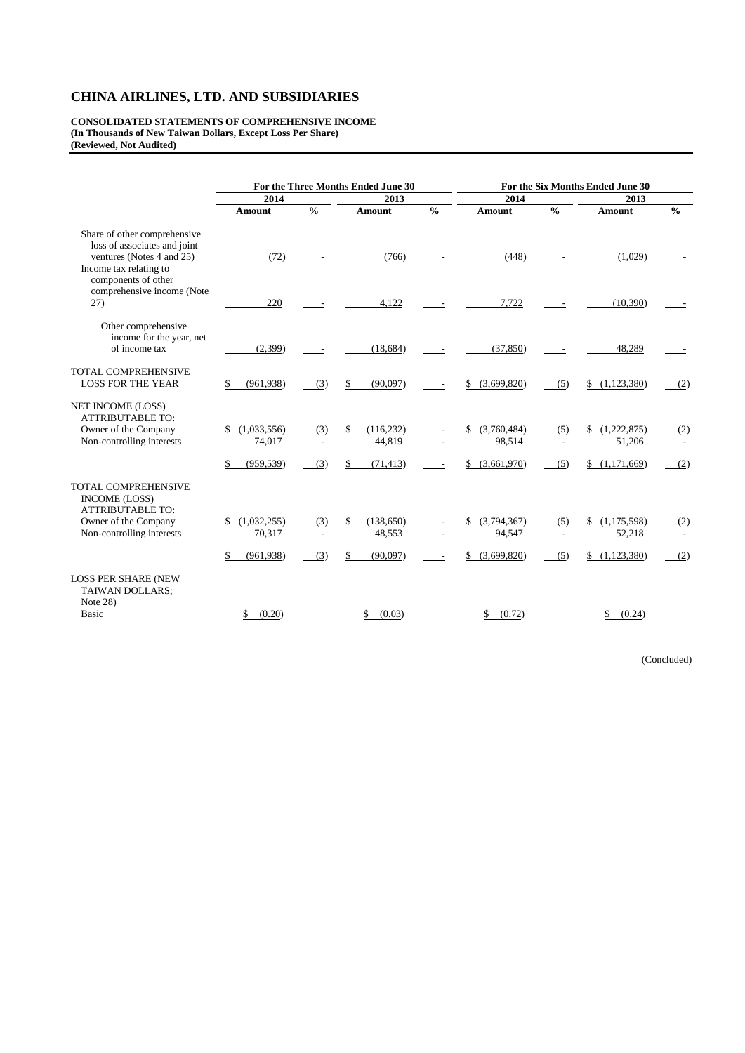# CHINA AIRLINES, LTD. AND SUBSIDIARIES

**CONSOLIDATED STATEMENTS OF COMPREHENSIVE INCOME**
**(In Thousands of New Taiwan Dollars, Except Loss Per Share)**
**(Reviewed, Not Audited)**

| | For the Three Months Ended June 30 | | | | For the Six Months Ended June 30 | | | |
|---|---|---|---|---|---|---|---|---|
| | 2014 | | 2013 | | 2014 | | 2013 | |
| | Amount | % | Amount | % | Amount | % | Amount | % |
| Share of other comprehensive loss of associates and joint ventures (Notes 4 and 25) | (72) | - | (766) | - | (448) | - | (1,029) | - |
| Income tax relating to components of other comprehensive income (Note 27) | 220 | - | 4,122 | - | 7,722 | - | (10,390) | - |
| Other comprehensive income for the year, net of income tax | (2,399) | - | (18,684) | - | (37,850) | - | 48,289 | - |
| TOTAL COMPREHENSIVE LOSS FOR THE YEAR | $ (961,938) | (3) | $ (90,097) | - | $ (3,699,820) | (5) | $ (1,123,380) | (2) |
| NET INCOME (LOSS) ATTRIBUTABLE TO: | | | | | | | | |
| Owner of the Company | $ (1,033,556) | (3) | $ (116,232) | - | $ (3,760,484) | (5) | $ (1,222,875) | (2) |
| Non-controlling interests | 74,017 | - | 44,819 | - | 98,514 | - | 51,206 | - |
| | $ (959,539) | (3) | $ (71,413) | - | $ (3,661,970) | (5) | $ (1,171,669) | (2) |
| TOTAL COMPREHENSIVE INCOME (LOSS) ATTRIBUTABLE TO: | | | | | | | | |
| Owner of the Company | $ (1,032,255) | (3) | $ (138,650) | - | $ (3,794,367) | (5) | $ (1,175,598) | (2) |
| Non-controlling interests | 70,317 | - | 48,553 | - | 94,547 | - | 52,218 | - |
| | $ (961,938) | (3) | $ (90,097) | - | $ (3,699,820) | (5) | $ (1,123,380) | (2) |
| LOSS PER SHARE (NEW TAIWAN DOLLARS; Note 28) | | | | | | | | |
| Basic | $ (0.20) | | $ (0.03) | | $ (0.72) | | $ (0.24) | |

(Concluded)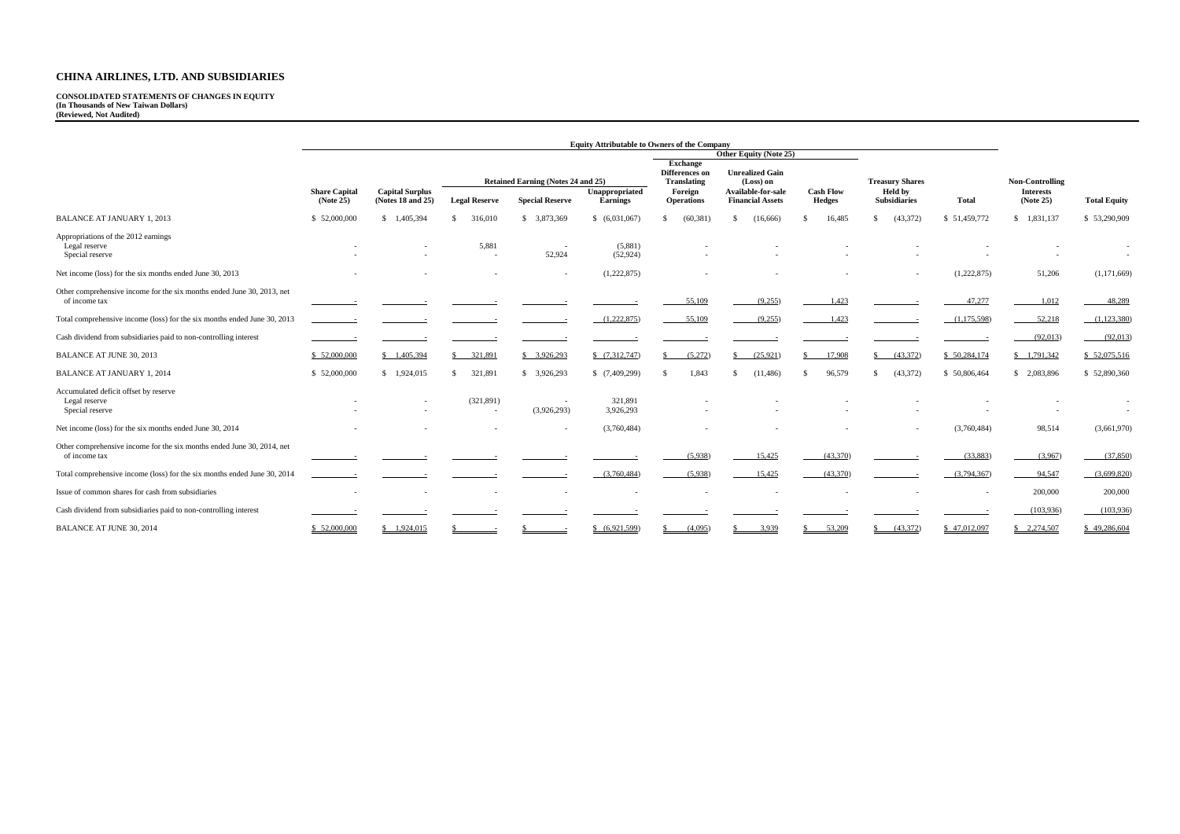# CHINA AIRLINES, LTD. AND SUBSIDIARIES

**CONSOLIDATED STATEMENTS OF CHANGES IN EQUITY**
**(In Thousands of New Taiwan Dollars)**
**(Reviewed, Not Audited)**

| | Equity Attributable to Owners of the Company | | | | | | | | | | | |
|---|---|---|---|---|---|---|---|---|---|---|---|---|
| | | | Retained Earning (Notes 24 and 25) | | | Other Equity (Note 25) | | | | | | |
| | Share Capital (Note 25) | Capital Surplus (Notes 18 and 25) | Legal Reserve | Special Reserve | Unappropriated Earnings | Exchange Differences on Translating Foreign Operations | Unrealized Gain (Loss) on Available-for-sale Financial Assets | Cash Flow Hedges | Treasury Shares Held by Subsidiaries | Total | Non-Controlling Interests (Note 25) | Total Equity |
| BALANCE AT JANUARY 1, 2013 | $ 52,000,000 | $ 1,405,394 | $ 316,010 | $ 3,873,369 | $ (6,031,067) | $ (60,381) | $ (16,666) | $ 16,485 | $ (43,372) | $ 51,459,772 | $ 1,831,137 | $ 53,290,909 |
| Appropriations of the 2012 earnings | | | | | | | | | | | | |
| Legal reserve | - | - | 5,881 | - | (5,881) | - | - | - | - | - | - | - |
| Special reserve | - | - | - | 52,924 | (52,924) | - | - | - | - | - | - | - |
| Net income (loss) for the six months ended June 30, 2013 | - | - | - | - | (1,222,875) | - | - | - | - | (1,222,875) | 51,206 | (1,171,669) |
| Other comprehensive income for the six months ended June 30, 2013, net of income tax | - | - | - | - | - | 55,109 | (9,255) | 1,423 | - | 47,277 | 1,012 | 48,289 |
| Total comprehensive income (loss) for the six months ended June 30, 2013 | - | - | - | - | (1,222,875) | 55,109 | (9,255) | 1,423 | - | (1,175,598) | 52,218 | (1,123,380) |
| Cash dividend from subsidiaries paid to non-controlling interest | - | - | - | - | - | - | - | - | - | - | (92,013) | (92,013) |
| BALANCE AT JUNE 30, 2013 | $ 52,000,000 | $ 1,405,394 | $ 321,891 | $ 3,926,293 | $ (7,312,747) | $ (5,272) | $ (25,921) | $ 17,908 | $ (43,372) | $ 50,284,174 | $ 1,791,342 | $ 52,075,516 |
| BALANCE AT JANUARY 1, 2014 | $ 52,000,000 | $ 1,924,015 | $ 321,891 | $ 3,926,293 | $ (7,409,299) | $ 1,843 | $ (11,486) | $ 96,579 | $ (43,372) | $ 50,806,464 | $ 2,083,896 | $ 52,890,360 |
| Accumulated deficit offset by reserve | | | | | | | | | | | | |
| Legal reserve | - | - | (321,891) | - | 321,891 | - | - | - | - | - | - | - |
| Special reserve | - | - | - | (3,926,293) | 3,926,293 | - | - | - | - | - | - | - |
| Net income (loss) for the six months ended June 30, 2014 | - | - | - | - | (3,760,484) | - | - | - | - | (3,760,484) | 98,514 | (3,661,970) |
| Other comprehensive income for the six months ended June 30, 2014, net of income tax | - | - | - | - | - | (5,938) | 15,425 | (43,370) | - | (33,883) | (3,967) | (37,850) |
| Total comprehensive income (loss) for the six months ended June 30, 2014 | - | - | - | - | (3,760,484) | (5,938) | 15,425 | (43,370) | - | (3,794,367) | 94,547 | (3,699,820) |
| Issue of common shares for cash from subsidiaries | - | - | - | - | - | - | - | - | - | - | 200,000 | 200,000 |
| Cash dividend from subsidiaries paid to non-controlling interest | - | - | - | - | - | - | - | - | - | - | (103,936) | (103,936) |
| BALANCE AT JUNE 30, 2014 | $ 52,000,000 | $ 1,924,015 | $ - | $ - | $ (6,921,599) | $ (4,095) | $ 3,939 | $ 53,209 | $ (43,372) | $ 47,012,097 | $ 2,274,507 | $ 49,286,604 |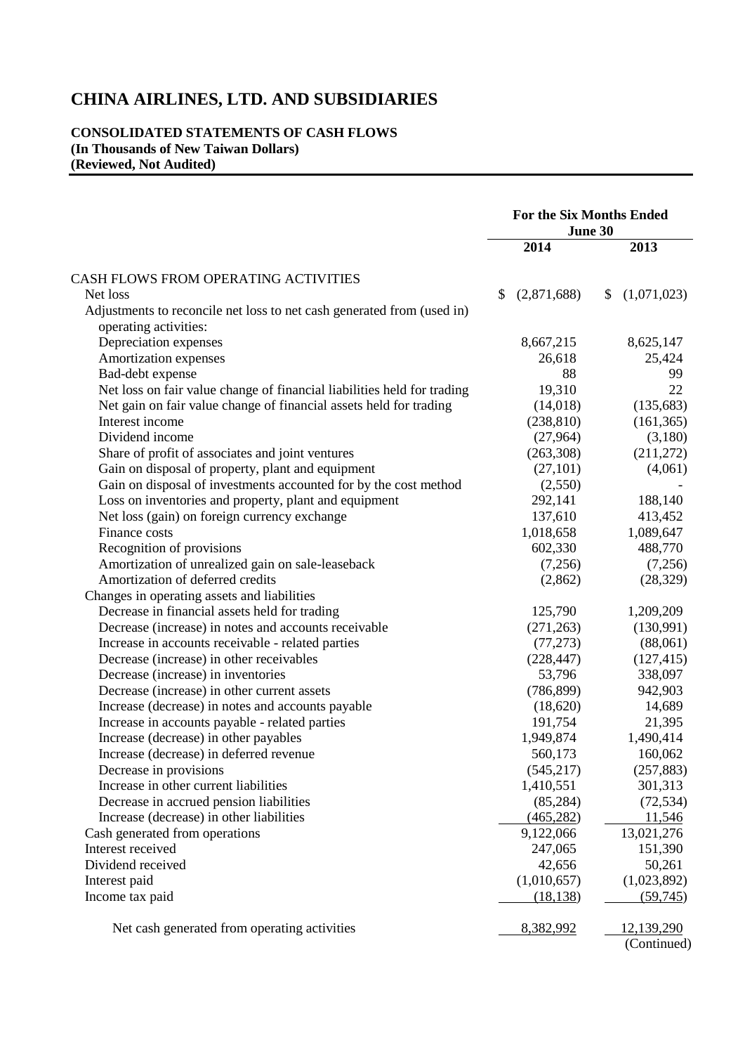# CHINA AIRLINES, LTD. AND SUBSIDIARIES

**CONSOLIDATED STATEMENTS OF CASH FLOWS**
**(In Thousands of New Taiwan Dollars)**
**(Reviewed, Not Audited)**

| | For the Six Months Ended June 30 | |
|---|---|---|
| | **2014** | **2013** |
| CASH FLOWS FROM OPERATING ACTIVITIES | | |
| Net loss | $ (2,871,688) | $ (1,071,023) |
| Adjustments to reconcile net loss to net cash generated from (used in) operating activities: | | |
| Depreciation expenses | 8,667,215 | 8,625,147 |
| Amortization expenses | 26,618 | 25,424 |
| Bad-debt expense | 88 | 99 |
| Net loss on fair value change of financial liabilities held for trading | 19,310 | 22 |
| Net gain on fair value change of financial assets held for trading | (14,018) | (135,683) |
| Interest income | (238,810) | (161,365) |
| Dividend income | (27,964) | (3,180) |
| Share of profit of associates and joint ventures | (263,308) | (211,272) |
| Gain on disposal of property, plant and equipment | (27,101) | (4,061) |
| Gain on disposal of investments accounted for by the cost method | (2,550) | - |
| Loss on inventories and property, plant and equipment | 292,141 | 188,140 |
| Net loss (gain) on foreign currency exchange | 137,610 | 413,452 |
| Finance costs | 1,018,658 | 1,089,647 |
| Recognition of provisions | 602,330 | 488,770 |
| Amortization of unrealized gain on sale-leaseback | (7,256) | (7,256) |
| Amortization of deferred credits | (2,862) | (28,329) |
| Changes in operating assets and liabilities | | |
| Decrease in financial assets held for trading | 125,790 | 1,209,209 |
| Decrease (increase) in notes and accounts receivable | (271,263) | (130,991) |
| Increase in accounts receivable - related parties | (77,273) | (88,061) |
| Decrease (increase) in other receivables | (228,447) | (127,415) |
| Decrease (increase) in inventories | 53,796 | 338,097 |
| Decrease (increase) in other current assets | (786,899) | 942,903 |
| Increase (decrease) in notes and accounts payable | (18,620) | 14,689 |
| Increase in accounts payable - related parties | 191,754 | 21,395 |
| Increase (decrease) in other payables | 1,949,874 | 1,490,414 |
| Increase (decrease) in deferred revenue | 560,173 | 160,062 |
| Decrease in provisions | (545,217) | (257,883) |
| Increase in other current liabilities | 1,410,551 | 301,313 |
| Decrease in accrued pension liabilities | (85,284) | (72,534) |
| Increase (decrease) in other liabilities | (465,282) | 11,546 |
| Cash generated from operations | 9,122,066 | 13,021,276 |
| Interest received | 247,065 | 151,390 |
| Dividend received | 42,656 | 50,261 |
| Interest paid | (1,010,657) | (1,023,892) |
| Income tax paid | (18,138) | (59,745) |
| Net cash generated from operating activities | 8,382,992 | 12,139,290 |

(Continued)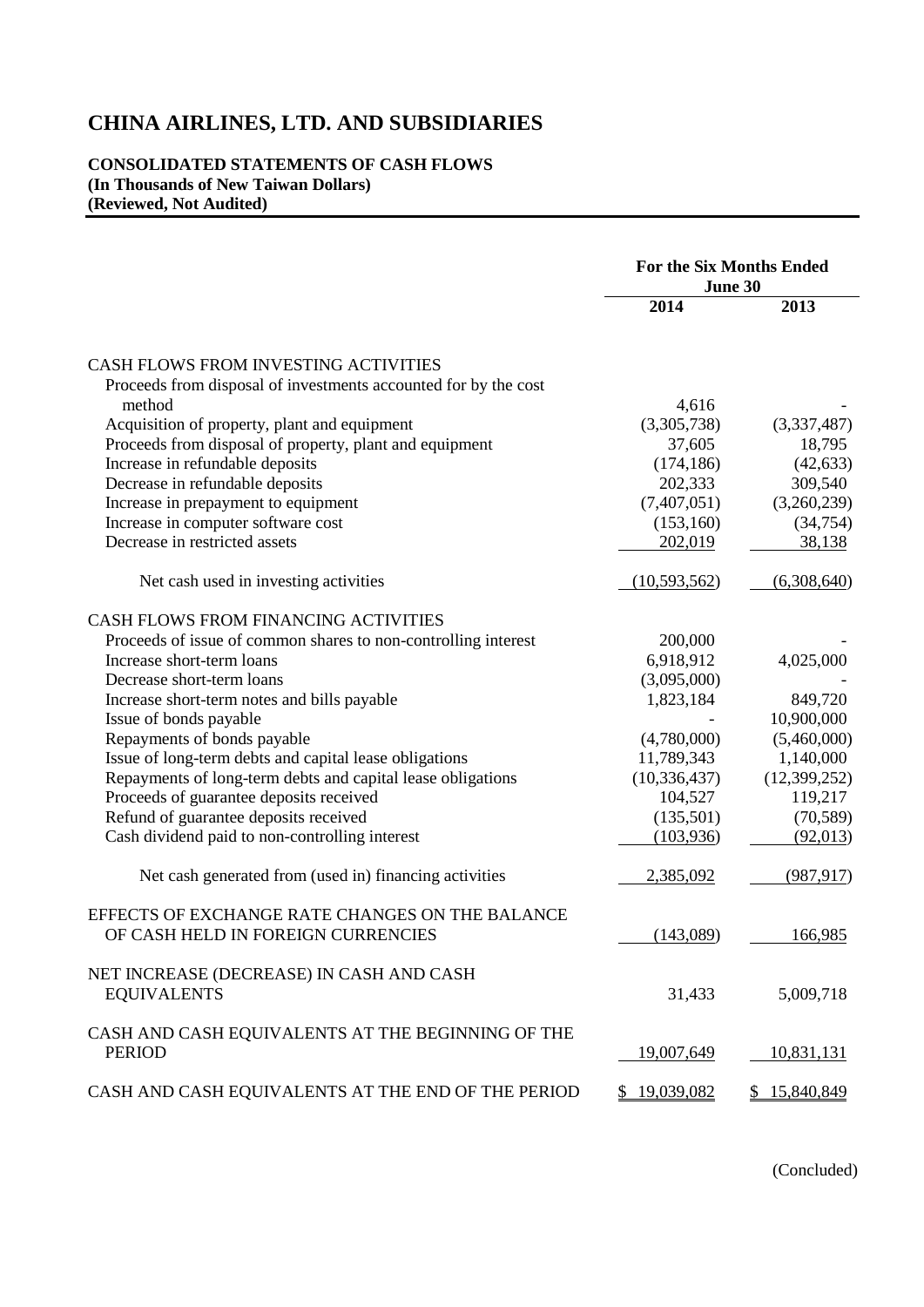# CHINA AIRLINES, LTD. AND SUBSIDIARIES

**CONSOLIDATED STATEMENTS OF CASH FLOWS**
**(In Thousands of New Taiwan Dollars)**
**(Reviewed, Not Audited)**

| | For the Six Months Ended June 30 | |
|---|---|---|
| | **2014** | **2013** |
| CASH FLOWS FROM INVESTING ACTIVITIES | | |
| Proceeds from disposal of investments accounted for by the cost method | 4,616 | - |
| Acquisition of property, plant and equipment | (3,305,738) | (3,337,487) |
| Proceeds from disposal of property, plant and equipment | 37,605 | 18,795 |
| Increase in refundable deposits | (174,186) | (42,633) |
| Decrease in refundable deposits | 202,333 | 309,540 |
| Increase in prepayment to equipment | (7,407,051) | (3,260,239) |
| Increase in computer software cost | (153,160) | (34,754) |
| Decrease in restricted assets | 202,019 | 38,138 |
| Net cash used in investing activities | (10,593,562) | (6,308,640) |
| CASH FLOWS FROM FINANCING ACTIVITIES | | |
| Proceeds of issue of common shares to non-controlling interest | 200,000 | - |
| Increase short-term loans | 6,918,912 | 4,025,000 |
| Decrease short-term loans | (3,095,000) | - |
| Increase short-term notes and bills payable | 1,823,184 | 849,720 |
| Issue of bonds payable | - | 10,900,000 |
| Repayments of bonds payable | (4,780,000) | (5,460,000) |
| Issue of long-term debts and capital lease obligations | 11,789,343 | 1,140,000 |
| Repayments of long-term debts and capital lease obligations | (10,336,437) | (12,399,252) |
| Proceeds of guarantee deposits received | 104,527 | 119,217 |
| Refund of guarantee deposits received | (135,501) | (70,589) |
| Cash dividend paid to non-controlling interest | (103,936) | (92,013) |
| Net cash generated from (used in) financing activities | 2,385,092 | (987,917) |
| EFFECTS OF EXCHANGE RATE CHANGES ON THE BALANCE OF CASH HELD IN FOREIGN CURRENCIES | (143,089) | 166,985 |
| NET INCREASE (DECREASE) IN CASH AND CASH EQUIVALENTS | 31,433 | 5,009,718 |
| CASH AND CASH EQUIVALENTS AT THE BEGINNING OF THE PERIOD | 19,007,649 | 10,831,131 |
| CASH AND CASH EQUIVALENTS AT THE END OF THE PERIOD | $ 19,039,082 | $ 15,840,849 |

(Concluded)